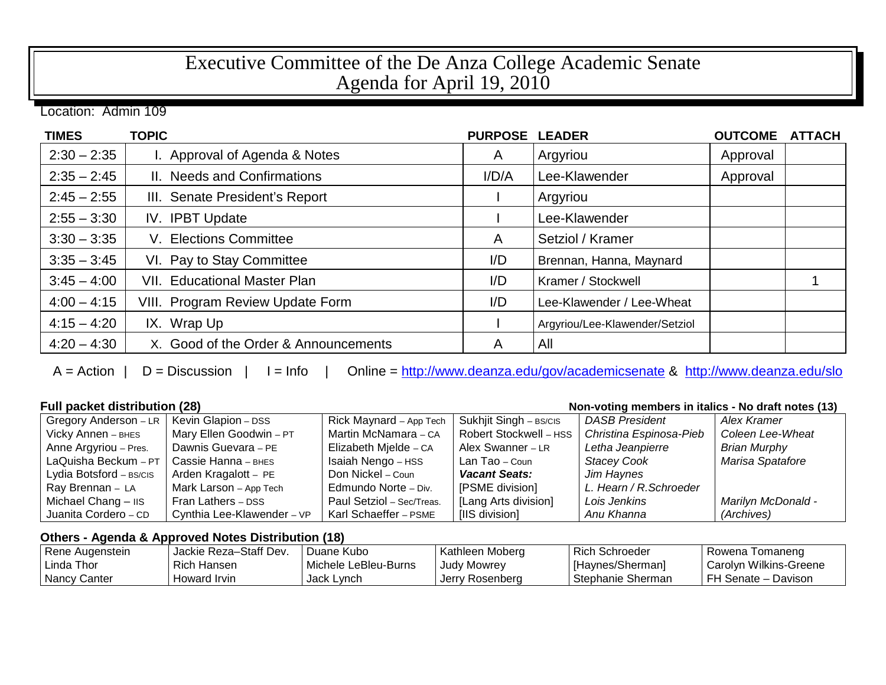# Executive Committee of the De Anza College Academic Senate
# Agenda for April 19, 2010

Location: Admin 109

| TIMES | TOPIC | PURPOSE | LEADER | OUTCOME | ATTACH |
|---|---|---|---|---|---|
| 2:30 – 2:35 | I. Approval of Agenda & Notes | A | Argyriou | Approval | |
| 2:35 – 2:45 | II. Needs and Confirmations | I/D/A | Lee-Klawender | Approval | |
| 2:45 – 2:55 | III. Senate President's Report | I | Argyriou | | |
| 2:55 – 3:30 | IV. IPBT Update | I | Lee-Klawender | | |
| 3:30 – 3:35 | V. Elections Committee | A | Setziol / Kramer | | |
| 3:35 – 3:45 | VI. Pay to Stay Committee | I/D | Brennan, Hanna, Maynard | | |
| 3:45 – 4:00 | VII. Educational Master Plan | I/D | Kramer / Stockwell | | 1 |
| 4:00 – 4:15 | VIII. Program Review Update Form | I/D | Lee-Klawender / Lee-Wheat | | |
| 4:15 – 4:20 | IX. Wrap Up | I | Argyriou/Lee-Klawender/Setziol | | |
| 4:20 – 4:30 | X. Good of the Order & Announcements | A | All | | |

A = Action | D = Discussion | I = Info | Online = http://www.deanza.edu/gov/academicsenate & http://www.deanza.edu/slo

**Full packet distribution (28)** **Non-voting members in italics - No draft notes (13)**

| | | | | | |
|---|---|---|---|---|---|
| Gregory Anderson – LR | Kevin Glapion – DSS | Rick Maynard – App Tech | Sukhjit Singh – BS/CIS | *DASB President* | *Alex Kramer* |
| Vicky Annen – BHES | Mary Ellen Goodwin – PT | Martin McNamara – CA | Robert Stockwell – HSS | *Christina Espinosa-Pieb* | *Coleen Lee-Wheat* |
| Anne Argyriou – Pres. | Dawnis Guevara – PE | Elizabeth Mjelde – CA | Alex Swanner – LR | *Letha Jeanpierre* | *Brian Murphy* |
| LaQuisha Beckum – PT | Cassie Hanna – BHES | Isaiah Nengo – HSS | Lan Tao – Coun | *Stacey Cook* | *Marisa Spatafore* |
| Lydia Botsford – BS/CIS | Arden Kragalott – PE | Don Nickel – Coun | ***Vacant Seats:*** | *Jim Haynes* | |
| Ray Brennan – LA | Mark Larson – App Tech | Edmundo Norte – Div. | [PSME division] | *L. Hearn / R.Schroeder* | |
| Michael Chang – IIS | Fran Lathers – DSS | Paul Setziol – Sec/Treas. | [Lang Arts division] | *Lois Jenkins* | *Marilyn McDonald -* |
| Juanita Cordero – CD | Cynthia Lee-Klawender – VP | Karl Schaeffer – PSME | [IIS division] | *Anu Khanna* | *(Archives)* |

**Others - Agenda & Approved Notes Distribution (18)**

| | | | | | |
|---|---|---|---|---|---|
| Rene Augenstein | Jackie Reza–Staff Dev. | Duane Kubo | Kathleen Moberg | Rich Schroeder | Rowena Tomaneng |
| Linda Thor | Rich Hansen | Michele LeBleu-Burns | Judy Mowrey | [Haynes/Sherman] | Carolyn Wilkins-Greene |
| Nancy Canter | Howard Irvin | Jack Lynch | Jerry Rosenberg | Stephanie Sherman | FH Senate – Davison |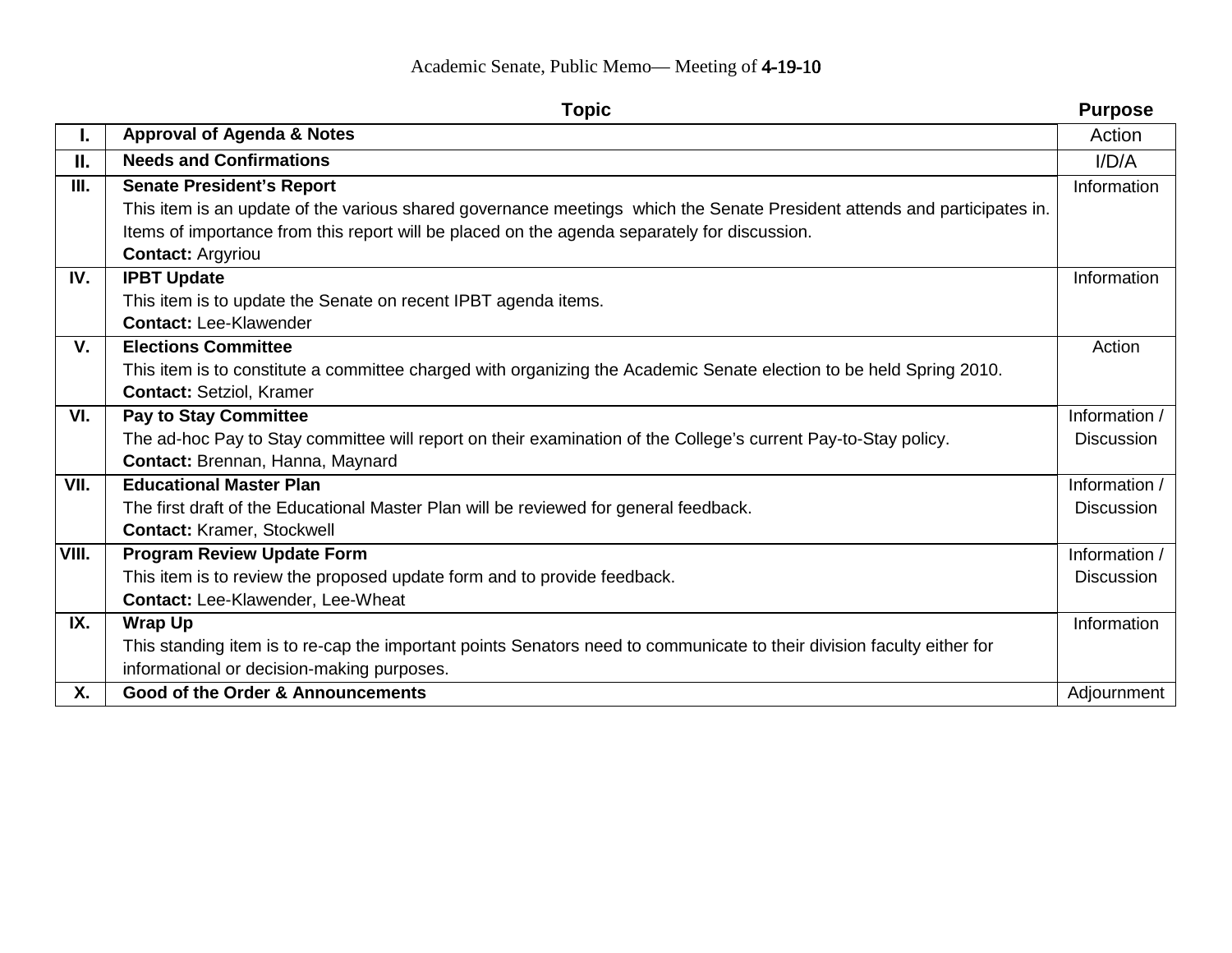Academic Senate, Public Memo— Meeting of 4-19-10

| | Topic | Purpose |
|---|---|---|
| I. | **Approval of Agenda & Notes** | Action |
| II. | **Needs and Confirmations** | I/D/A |
| III. | **Senate President's Report**<br>This item is an update of the various shared governance meetings which the Senate President attends and participates in. Items of importance from this report will be placed on the agenda separately for discussion.<br>**Contact:** Argyriou | Information |
| IV. | **IPBT Update**<br>This item is to update the Senate on recent IPBT agenda items.<br>**Contact:** Lee-Klawender | Information |
| V. | **Elections Committee**<br>This item is to constitute a committee charged with organizing the Academic Senate election to be held Spring 2010.<br>**Contact:** Setziol, Kramer | Action |
| VI. | **Pay to Stay Committee**<br>The ad-hoc Pay to Stay committee will report on their examination of the College's current Pay-to-Stay policy.<br>**Contact:** Brennan, Hanna, Maynard | Information / Discussion |
| VII. | **Educational Master Plan**<br>The first draft of the Educational Master Plan will be reviewed for general feedback.<br>**Contact:** Kramer, Stockwell | Information / Discussion |
| VIII. | **Program Review Update Form**<br>This item is to review the proposed update form and to provide feedback.<br>**Contact:** Lee-Klawender, Lee-Wheat | Information / Discussion |
| IX. | **Wrap Up**<br>This standing item is to re-cap the important points Senators need to communicate to their division faculty either for informational or decision-making purposes. | Information |
| X. | **Good of the Order & Announcements** | Adjournment |